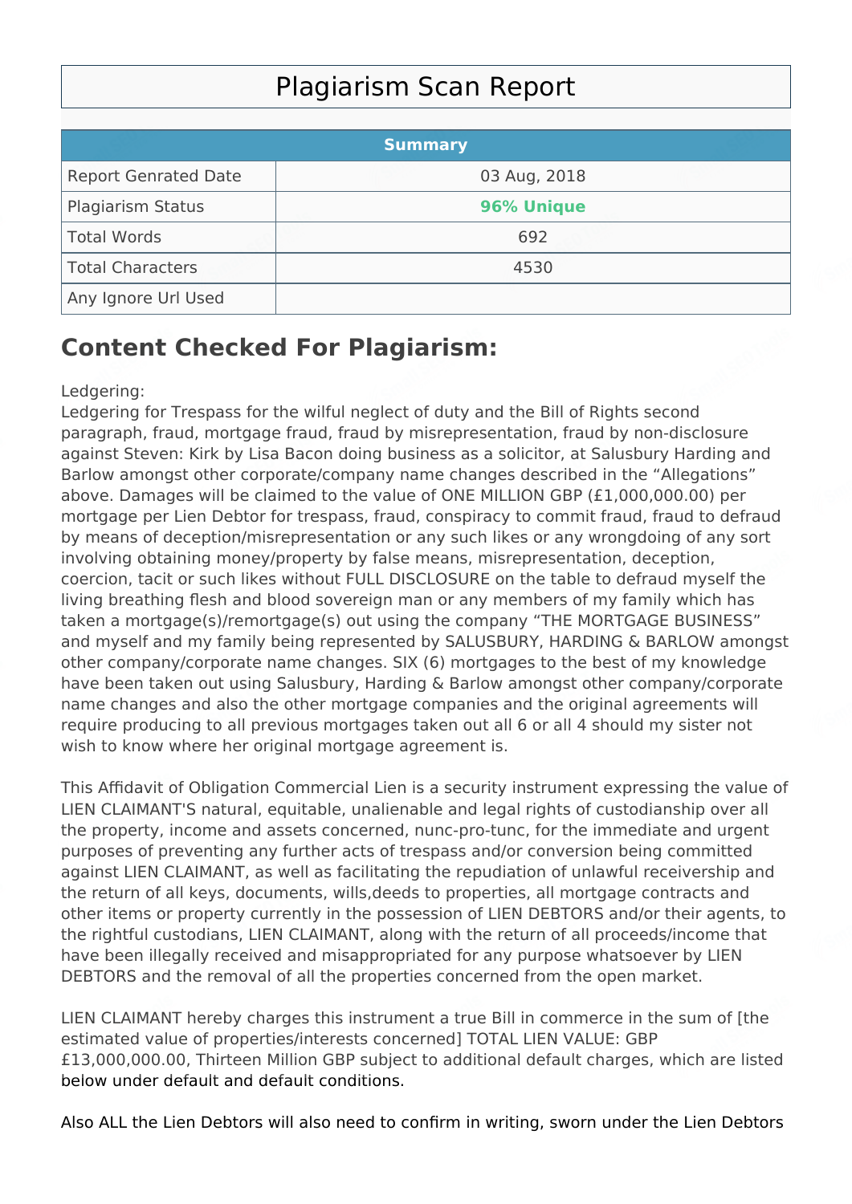# Plagiarism Scan Report

| Summary | |
|---|---|
| Report Genrated Date | 03 Aug, 2018 |
| Plagiarism Status | **96% Unique** |
| Total Words | 692 |
| Total Characters | 4530 |
| Any Ignore Url Used | |

## Content Checked For Plagiarism:

Ledgering:
Ledgering for Trespass for the wilful neglect of duty and the Bill of Rights second paragraph, fraud, mortgage fraud, fraud by misrepresentation, fraud by non-disclosure against Steven: Kirk by Lisa Bacon doing business as a solicitor, at Salusbury Harding and Barlow amongst other corporate/company name changes described in the "Allegations" above. Damages will be claimed to the value of ONE MILLION GBP (£1,000,000.00) per mortgage per Lien Debtor for trespass, fraud, conspiracy to commit fraud, fraud to defraud by means of deception/misrepresentation or any such likes or any wrongdoing of any sort involving obtaining money/property by false means, misrepresentation, deception, coercion, tacit or such likes without FULL DISCLOSURE on the table to defraud myself the living breathing flesh and blood sovereign man or any members of my family which has taken a mortgage(s)/remortgage(s) out using the company "THE MORTGAGE BUSINESS" and myself and my family being represented by SALUSBURY, HARDING & BARLOW amongst other company/corporate name changes. SIX (6) mortgages to the best of my knowledge have been taken out using Salusbury, Harding & Barlow amongst other company/corporate name changes and also the other mortgage companies and the original agreements will require producing to all previous mortgages taken out all 6 or all 4 should my sister not wish to know where her original mortgage agreement is.

This Affidavit of Obligation Commercial Lien is a security instrument expressing the value of LIEN CLAIMANT'S natural, equitable, unalienable and legal rights of custodianship over all the property, income and assets concerned, nunc-pro-tunc, for the immediate and urgent purposes of preventing any further acts of trespass and/or conversion being committed against LIEN CLAIMANT, as well as facilitating the repudiation of unlawful receivership and the return of all keys, documents, wills,deeds to properties, all mortgage contracts and other items or property currently in the possession of LIEN DEBTORS and/or their agents, to the rightful custodians, LIEN CLAIMANT, along with the return of all proceeds/income that have been illegally received and misappropriated for any purpose whatsoever by LIEN DEBTORS and the removal of all the properties concerned from the open market.

LIEN CLAIMANT hereby charges this instrument a true Bill in commerce in the sum of [the estimated value of properties/interests concerned] TOTAL LIEN VALUE: GBP £13,000,000.00, Thirteen Million GBP subject to additional default charges, which are listed below under default and default conditions.

Also ALL the Lien Debtors will also need to confirm in writing, sworn under the Lien Debtors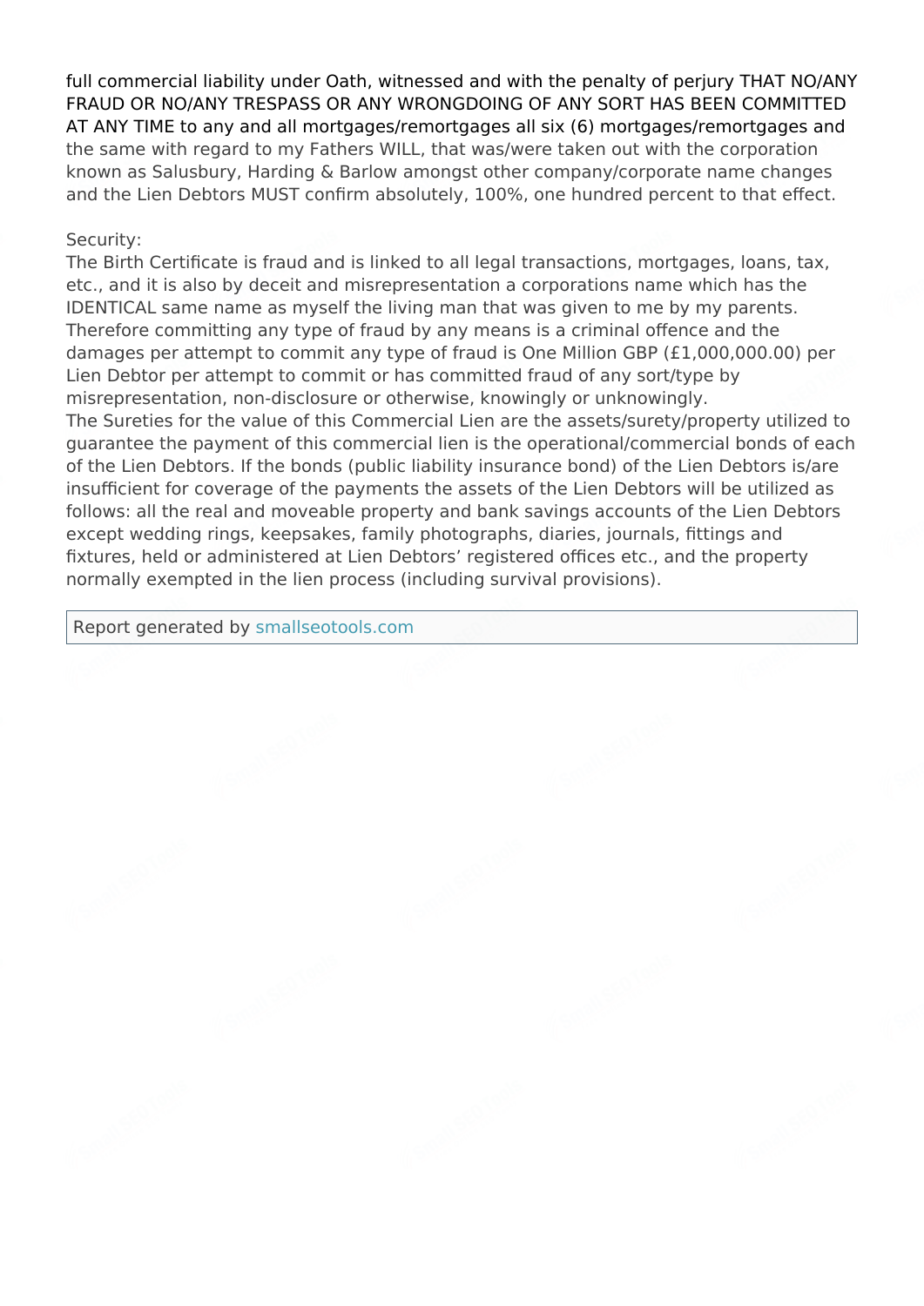full commercial liability under Oath, witnessed and with the penalty of perjury THAT NO/ANY FRAUD OR NO/ANY TRESPASS OR ANY WRONGDOING OF ANY SORT HAS BEEN COMMITTED AT ANY TIME to any and all mortgages/remortgages all six (6) mortgages/remortgages and the same with regard to my Fathers WILL, that was/were taken out with the corporation known as Salusbury, Harding & Barlow amongst other company/corporate name changes and the Lien Debtors MUST confirm absolutely, 100%, one hundred percent to that effect.

Security:
The Birth Certificate is fraud and is linked to all legal transactions, mortgages, loans, tax, etc., and it is also by deceit and misrepresentation a corporations name which has the IDENTICAL same name as myself the living man that was given to me by my parents. Therefore committing any type of fraud by any means is a criminal offence and the damages per attempt to commit any type of fraud is One Million GBP (£1,000,000.00) per Lien Debtor per attempt to commit or has committed fraud of any sort/type by misrepresentation, non-disclosure or otherwise, knowingly or unknowingly.
The Sureties for the value of this Commercial Lien are the assets/surety/property utilized to guarantee the payment of this commercial lien is the operational/commercial bonds of each of the Lien Debtors. If the bonds (public liability insurance bond) of the Lien Debtors is/are insufficient for coverage of the payments the assets of the Lien Debtors will be utilized as follows: all the real and moveable property and bank savings accounts of the Lien Debtors except wedding rings, keepsakes, family photographs, diaries, journals, fittings and fixtures, held or administered at Lien Debtors' registered offices etc., and the property normally exempted in the lien process (including survival provisions).

Report generated by smallseotools.com